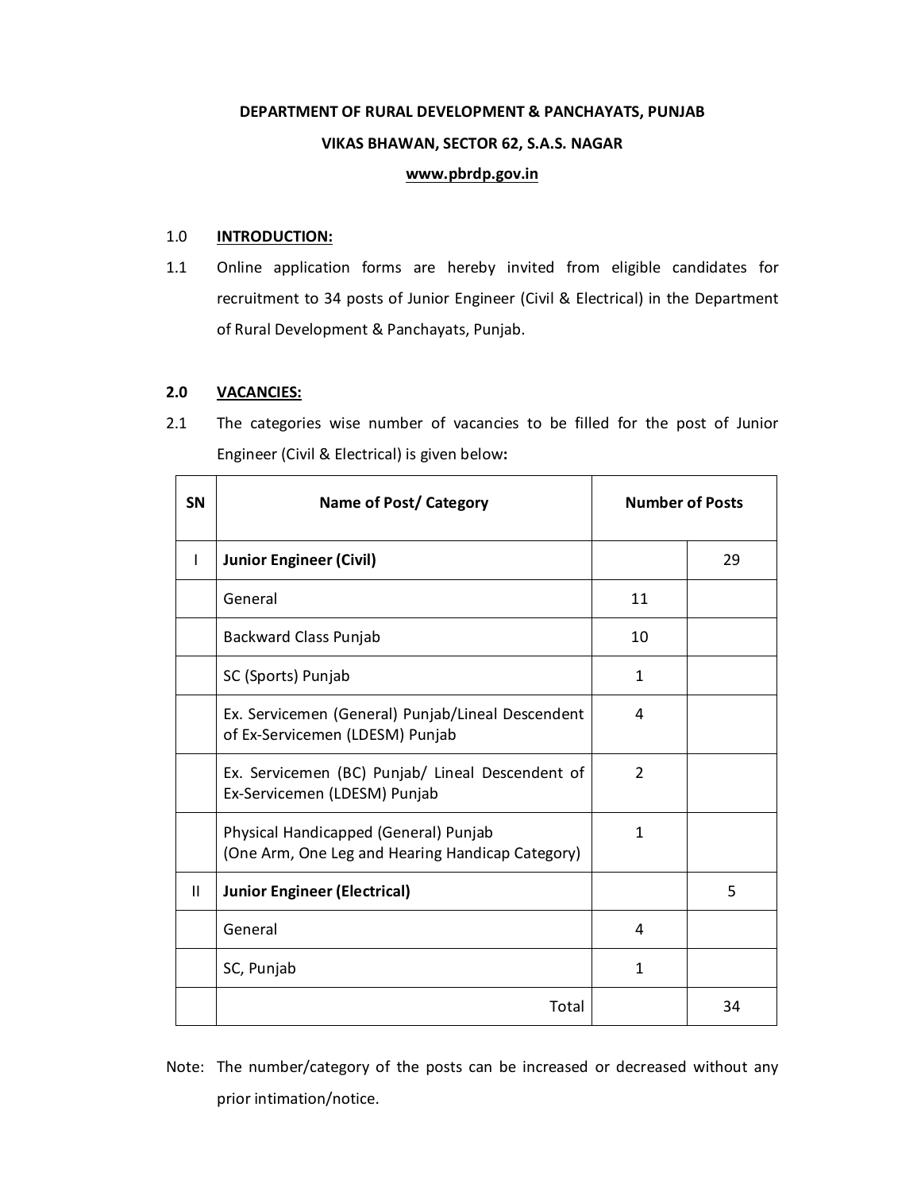**DEPARTMENT OF RURAL DEVELOPMENT & PANCHAYATS, PUNJAB**

**VIKAS BHAWAN, SECTOR 62, S.A.S. NAGAR**

**www.pbrdp.gov.in**

1.0 **INTRODUCTION:**

1.1 Online application forms are hereby invited from eligible candidates for recruitment to 34 posts of Junior Engineer (Civil & Electrical) in the Department of Rural Development & Panchayats, Punjab.

**2.0 VACANCIES:**

2.1 The categories wise number of vacancies to be filled for the post of Junior Engineer (Civil & Electrical) is given below**:**

| SN | Name of Post/ Category | Number of Posts | |
|---|---|---|---|
| I | **Junior Engineer (Civil)** | | 29 |
| | General | 11 | |
| | Backward Class Punjab | 10 | |
| | SC (Sports) Punjab | 1 | |
| | Ex. Servicemen (General) Punjab/Lineal Descendent of Ex-Servicemen (LDESM) Punjab | 4 | |
| | Ex. Servicemen (BC) Punjab/ Lineal Descendent of Ex-Servicemen (LDESM) Punjab | 2 | |
| | Physical Handicapped (General) Punjab (One Arm, One Leg and Hearing Handicap Category) | 1 | |
| II | **Junior Engineer (Electrical)** | | 5 |
| | General | 4 | |
| | SC, Punjab | 1 | |
| | Total | | 34 |

Note: The number/category of the posts can be increased or decreased without any prior intimation/notice.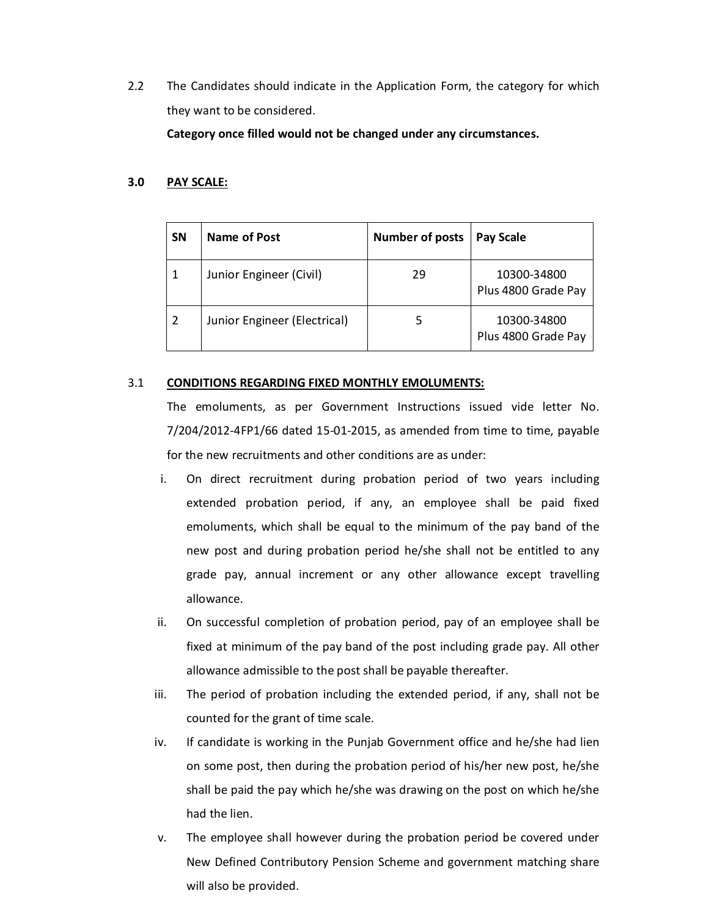2.2 The Candidates should indicate in the Application Form, the category for which they want to be considered.

**Category once filled would not be changed under any circumstances.**

## 3.0 PAY SCALE:

| SN | Name of Post | Number of posts | Pay Scale |
|---|---|---|---|
| 1 | Junior Engineer (Civil) | 29 | 10300-34800 Plus 4800 Grade Pay |
| 2 | Junior Engineer (Electrical) | 5 | 10300-34800 Plus 4800 Grade Pay |

### 3.1 CONDITIONS REGARDING FIXED MONTHLY EMOLUMENTS:

The emoluments, as per Government Instructions issued vide letter No. 7/204/2012-4FP1/66 dated 15-01-2015, as amended from time to time, payable for the new recruitments and other conditions are as under:

i. On direct recruitment during probation period of two years including extended probation period, if any, an employee shall be paid fixed emoluments, which shall be equal to the minimum of the pay band of the new post and during probation period he/she shall not be entitled to any grade pay, annual increment or any other allowance except travelling allowance.

ii. On successful completion of probation period, pay of an employee shall be fixed at minimum of the pay band of the post including grade pay. All other allowance admissible to the post shall be payable thereafter.

iii. The period of probation including the extended period, if any, shall not be counted for the grant of time scale.

iv. If candidate is working in the Punjab Government office and he/she had lien on some post, then during the probation period of his/her new post, he/she shall be paid the pay which he/she was drawing on the post on which he/she had the lien.

v. The employee shall however during the probation period be covered under New Defined Contributory Pension Scheme and government matching share will also be provided.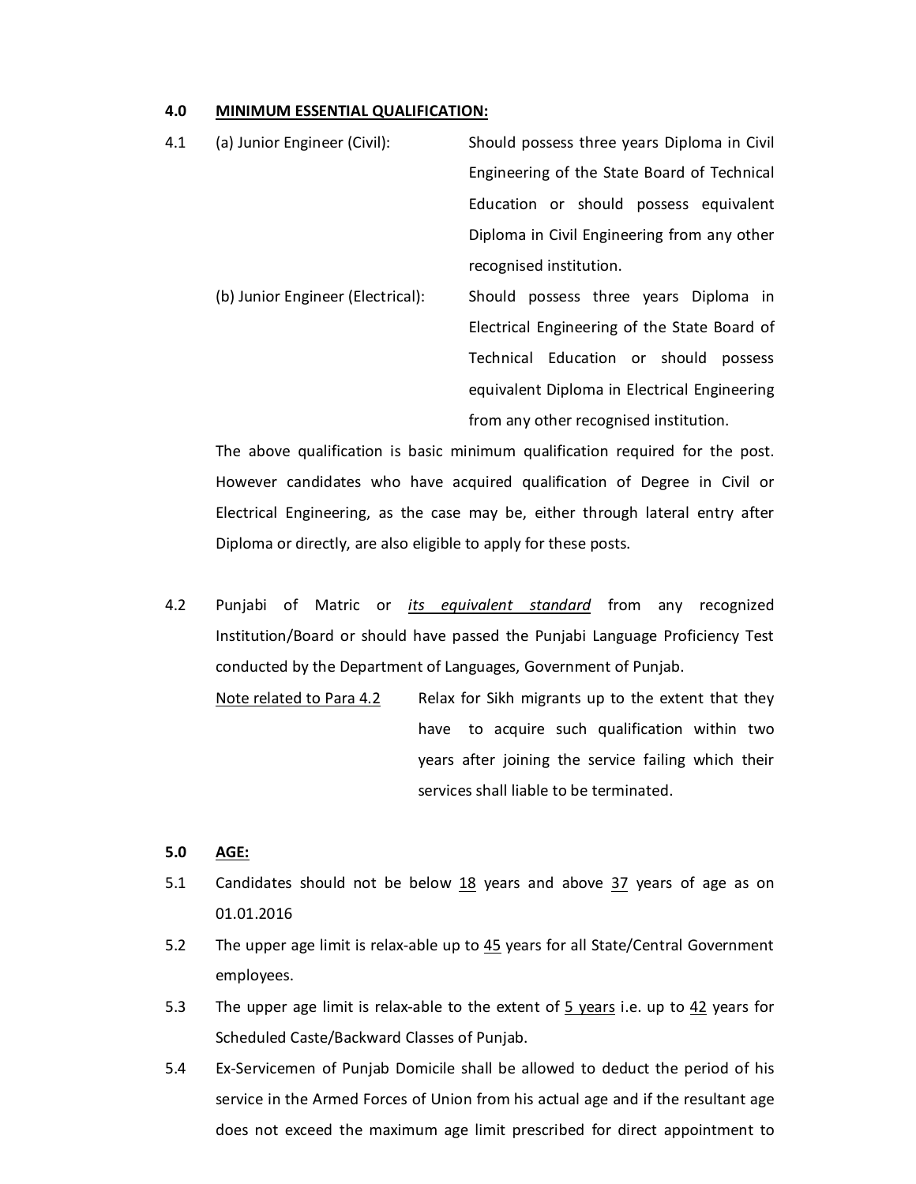**4.0 MINIMUM ESSENTIAL QUALIFICATION:**

4.1 (a) Junior Engineer (Civil): Should possess three years Diploma in Civil Engineering of the State Board of Technical Education or should possess equivalent Diploma in Civil Engineering from any other recognised institution.

(b) Junior Engineer (Electrical): Should possess three years Diploma in Electrical Engineering of the State Board of Technical Education or should possess equivalent Diploma in Electrical Engineering from any other recognised institution.

The above qualification is basic minimum qualification required for the post. However candidates who have acquired qualification of Degree in Civil or Electrical Engineering, as the case may be, either through lateral entry after Diploma or directly, are also eligible to apply for these posts.

4.2 Punjabi of Matric or *its equivalent standard* from any recognized Institution/Board or should have passed the Punjabi Language Proficiency Test conducted by the Department of Languages, Government of Punjab.

Note related to Para 4.2: Relax for Sikh migrants up to the extent that they have to acquire such qualification within two years after joining the service failing which their services shall liable to be terminated.

**5.0 AGE:**

5.1 Candidates should not be below 18 years and above 37 years of age as on 01.01.2016

5.2 The upper age limit is relax-able up to 45 years for all State/Central Government employees.

5.3 The upper age limit is relax-able to the extent of 5 years i.e. up to 42 years for Scheduled Caste/Backward Classes of Punjab.

5.4 Ex-Servicemen of Punjab Domicile shall be allowed to deduct the period of his service in the Armed Forces of Union from his actual age and if the resultant age does not exceed the maximum age limit prescribed for direct appointment to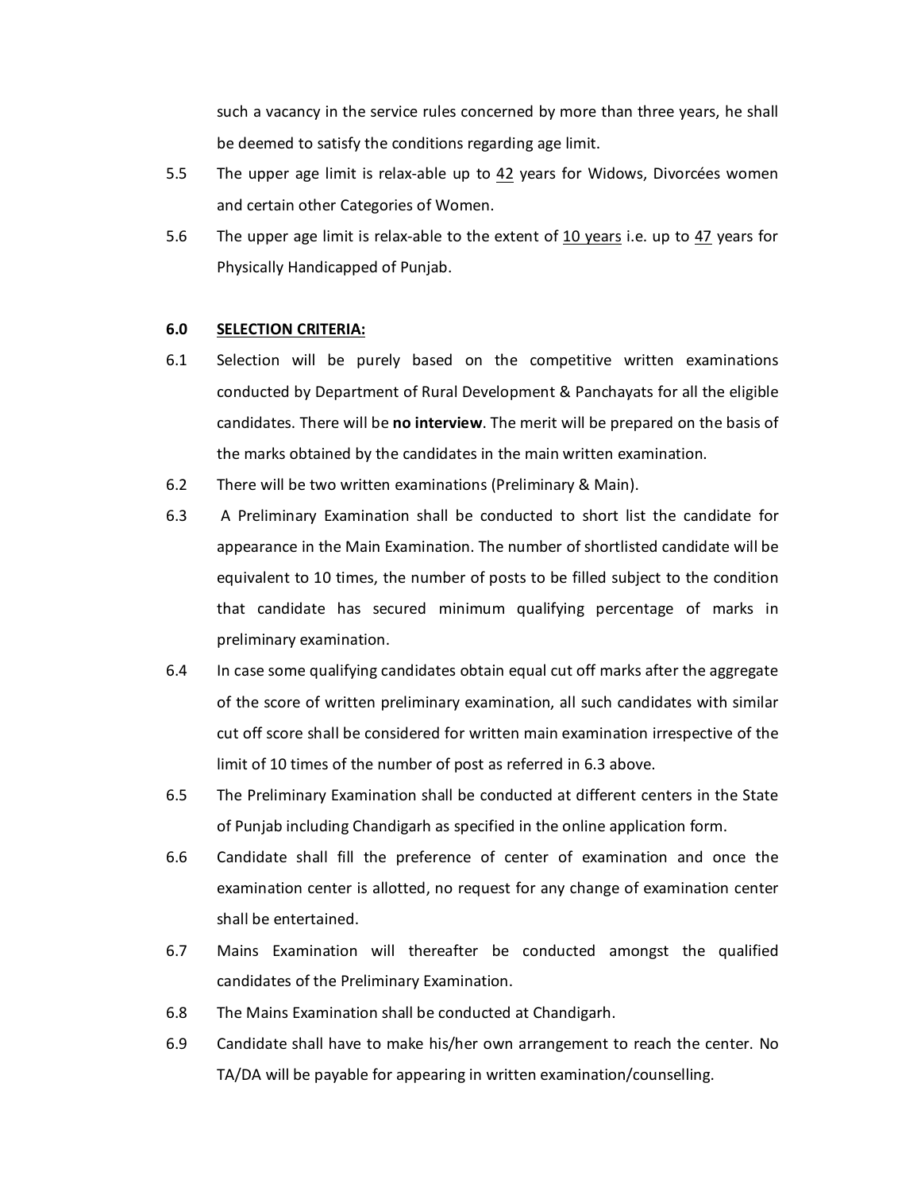such a vacancy in the service rules concerned by more than three years, he shall be deemed to satisfy the conditions regarding age limit.

5.5 The upper age limit is relax-able up to 42 years for Widows, Divorcées women and certain other Categories of Women.

5.6 The upper age limit is relax-able to the extent of 10 years i.e. up to 47 years for Physically Handicapped of Punjab.

**6.0 SELECTION CRITERIA:**

6.1 Selection will be purely based on the competitive written examinations conducted by Department of Rural Development & Panchayats for all the eligible candidates. There will be **no interview**. The merit will be prepared on the basis of the marks obtained by the candidates in the main written examination.

6.2 There will be two written examinations (Preliminary & Main).

6.3 A Preliminary Examination shall be conducted to short list the candidate for appearance in the Main Examination. The number of shortlisted candidate will be equivalent to 10 times, the number of posts to be filled subject to the condition that candidate has secured minimum qualifying percentage of marks in preliminary examination.

6.4 In case some qualifying candidates obtain equal cut off marks after the aggregate of the score of written preliminary examination, all such candidates with similar cut off score shall be considered for written main examination irrespective of the limit of 10 times of the number of post as referred in 6.3 above.

6.5 The Preliminary Examination shall be conducted at different centers in the State of Punjab including Chandigarh as specified in the online application form.

6.6 Candidate shall fill the preference of center of examination and once the examination center is allotted, no request for any change of examination center shall be entertained.

6.7 Mains Examination will thereafter be conducted amongst the qualified candidates of the Preliminary Examination.

6.8 The Mains Examination shall be conducted at Chandigarh.

6.9 Candidate shall have to make his/her own arrangement to reach the center. No TA/DA will be payable for appearing in written examination/counselling.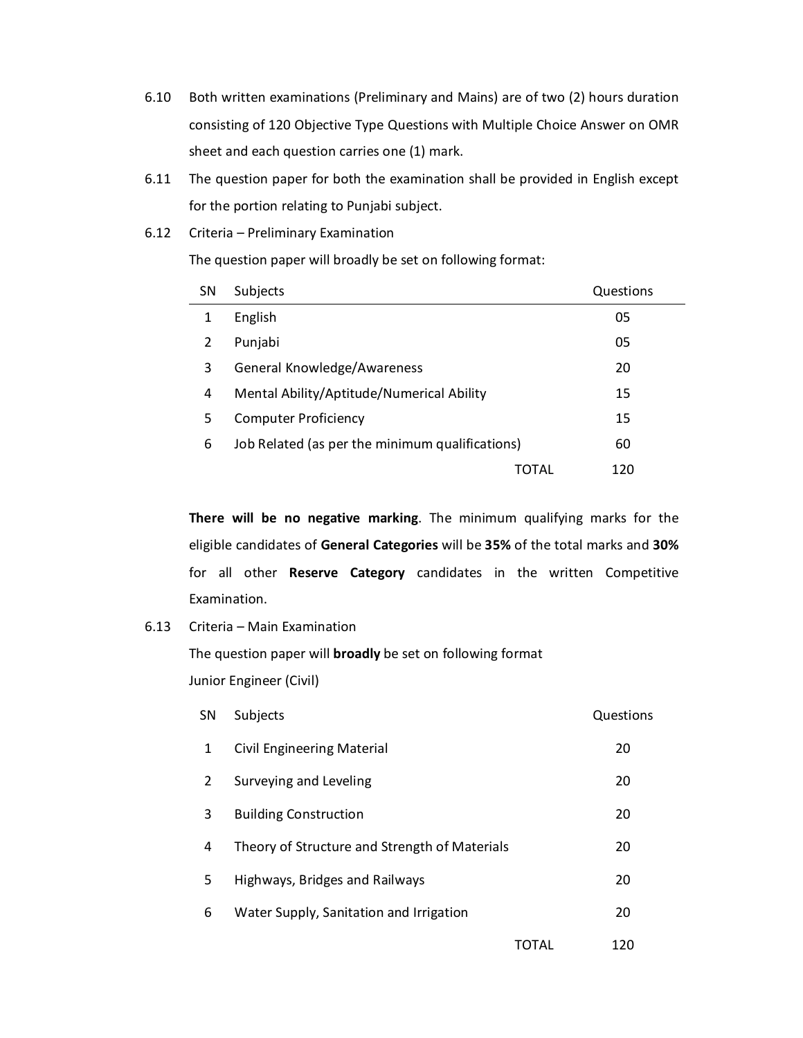6.10 Both written examinations (Preliminary and Mains) are of two (2) hours duration consisting of 120 Objective Type Questions with Multiple Choice Answer on OMR sheet and each question carries one (1) mark.

6.11 The question paper for both the examination shall be provided in English except for the portion relating to Punjabi subject.

6.12 Criteria – Preliminary Examination

The question paper will broadly be set on following format:

| SN | Subjects | Questions |
|---|---|---|
| 1 | English | 05 |
| 2 | Punjabi | 05 |
| 3 | General Knowledge/Awareness | 20 |
| 4 | Mental Ability/Aptitude/Numerical Ability | 15 |
| 5 | Computer Proficiency | 15 |
| 6 | Job Related (as per the minimum qualifications) | 60 |
| | TOTAL | 120 |

**There will be no negative marking**. The minimum qualifying marks for the eligible candidates of **General Categories** will be **35%** of the total marks and **30%** for all other **Reserve Category** candidates in the written Competitive Examination.

6.13 Criteria – Main Examination

The question paper will **broadly** be set on following format

Junior Engineer (Civil)

| SN | Subjects | Questions |
|---|---|---|
| 1 | Civil Engineering Material | 20 |
| 2 | Surveying and Leveling | 20 |
| 3 | Building Construction | 20 |
| 4 | Theory of Structure and Strength of Materials | 20 |
| 5 | Highways, Bridges and Railways | 20 |
| 6 | Water Supply, Sanitation and Irrigation | 20 |
| | TOTAL | 120 |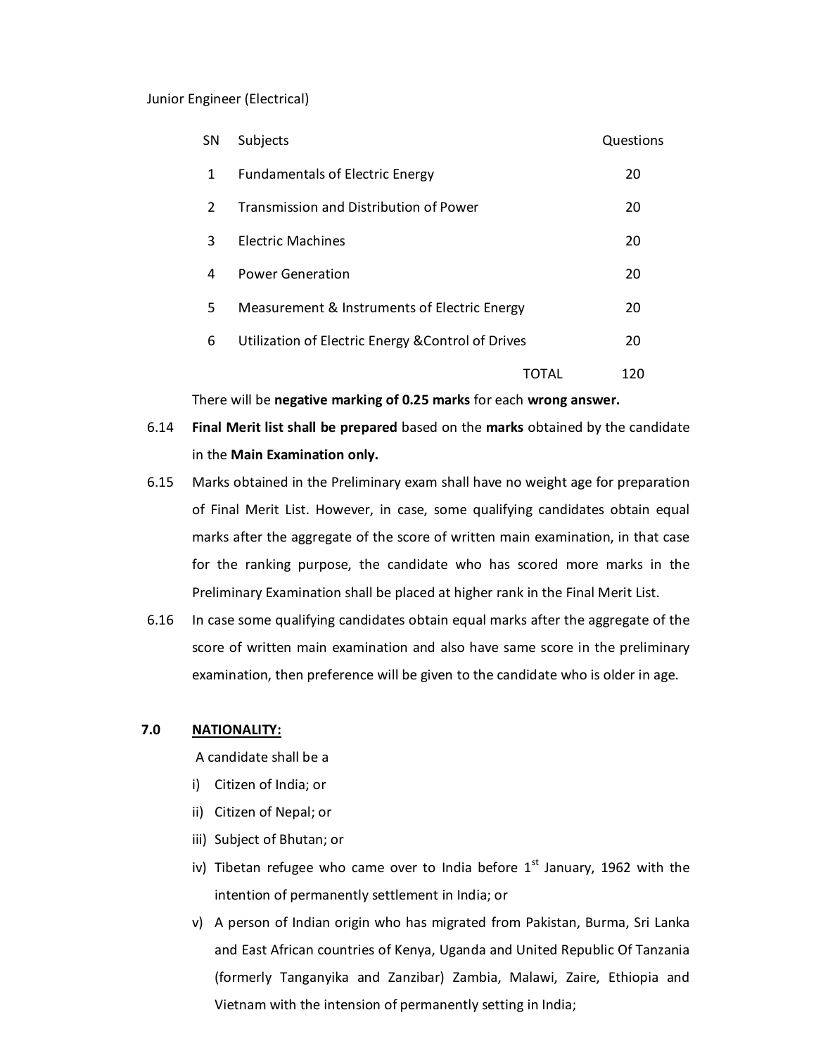Junior Engineer (Electrical)

| SN | Subjects | Questions |
|---|---|---|
| 1 | Fundamentals of Electric Energy | 20 |
| 2 | Transmission and Distribution of Power | 20 |
| 3 | Electric Machines | 20 |
| 4 | Power Generation | 20 |
| 5 | Measurement & Instruments of Electric Energy | 20 |
| 6 | Utilization of Electric Energy &Control of Drives | 20 |
| | TOTAL | 120 |

There will be **negative marking of 0.25 marks** for each **wrong answer.**

6.14 **Final Merit list shall be prepared** based on the **marks** obtained by the candidate in the **Main Examination only.**

6.15 Marks obtained in the Preliminary exam shall have no weight age for preparation of Final Merit List. However, in case, some qualifying candidates obtain equal marks after the aggregate of the score of written main examination, in that case for the ranking purpose, the candidate who has scored more marks in the Preliminary Examination shall be placed at higher rank in the Final Merit List.

6.16 In case some qualifying candidates obtain equal marks after the aggregate of the score of written main examination and also have same score in the preliminary examination, then preference will be given to the candidate who is older in age.

## 7.0 NATIONALITY:

A candidate shall be a

i) Citizen of India; or

ii) Citizen of Nepal; or

iii) Subject of Bhutan; or

iv) Tibetan refugee who came over to India before 1st January, 1962 with the intention of permanently settlement in India; or

v) A person of Indian origin who has migrated from Pakistan, Burma, Sri Lanka and East African countries of Kenya, Uganda and United Republic Of Tanzania (formerly Tanganyika and Zanzibar) Zambia, Malawi, Zaire, Ethiopia and Vietnam with the intension of permanently setting in India;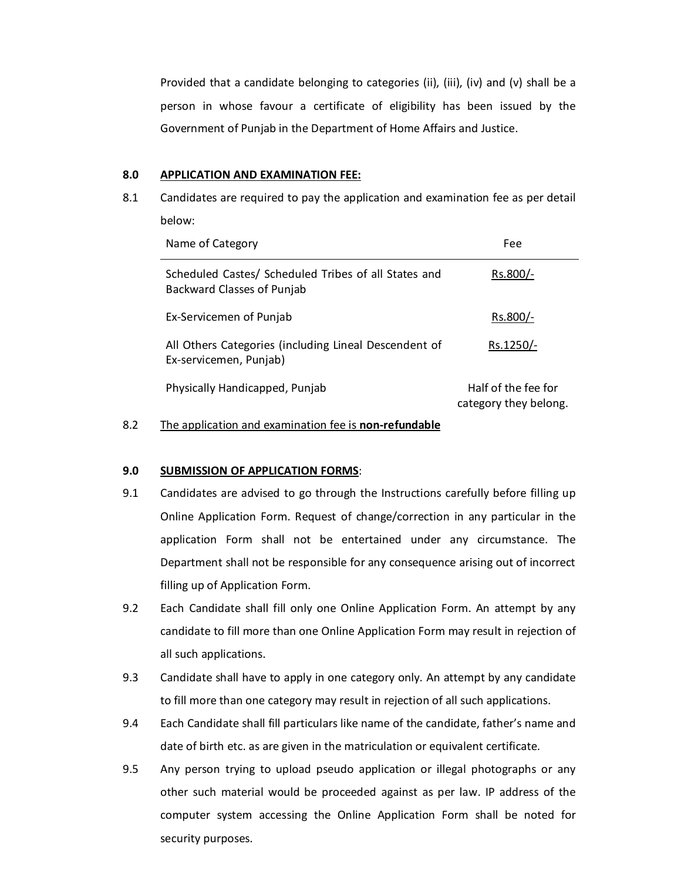Provided that a candidate belonging to categories (ii), (iii), (iv) and (v) shall be a person in whose favour a certificate of eligibility has been issued by the Government of Punjab in the Department of Home Affairs and Justice.

**8.0 APPLICATION AND EXAMINATION FEE:**

8.1 Candidates are required to pay the application and examination fee as per detail below:

| Name of Category | Fee |
|---|---|
| Scheduled Castes/ Scheduled Tribes of all States and Backward Classes of Punjab | Rs.800/- |
| Ex-Servicemen of Punjab | Rs.800/- |
| All Others Categories (including Lineal Descendent of Ex-servicemen, Punjab) | Rs.1250/- |
| Physically Handicapped, Punjab | Half of the fee for category they belong. |

8.2 The application and examination fee is **non-refundable**

**9.0 SUBMISSION OF APPLICATION FORMS:**

9.1 Candidates are advised to go through the Instructions carefully before filling up Online Application Form. Request of change/correction in any particular in the application Form shall not be entertained under any circumstance. The Department shall not be responsible for any consequence arising out of incorrect filling up of Application Form.

9.2 Each Candidate shall fill only one Online Application Form. An attempt by any candidate to fill more than one Online Application Form may result in rejection of all such applications.

9.3 Candidate shall have to apply in one category only. An attempt by any candidate to fill more than one category may result in rejection of all such applications.

9.4 Each Candidate shall fill particulars like name of the candidate, father's name and date of birth etc. as are given in the matriculation or equivalent certificate.

9.5 Any person trying to upload pseudo application or illegal photographs or any other such material would be proceeded against as per law. IP address of the computer system accessing the Online Application Form shall be noted for security purposes.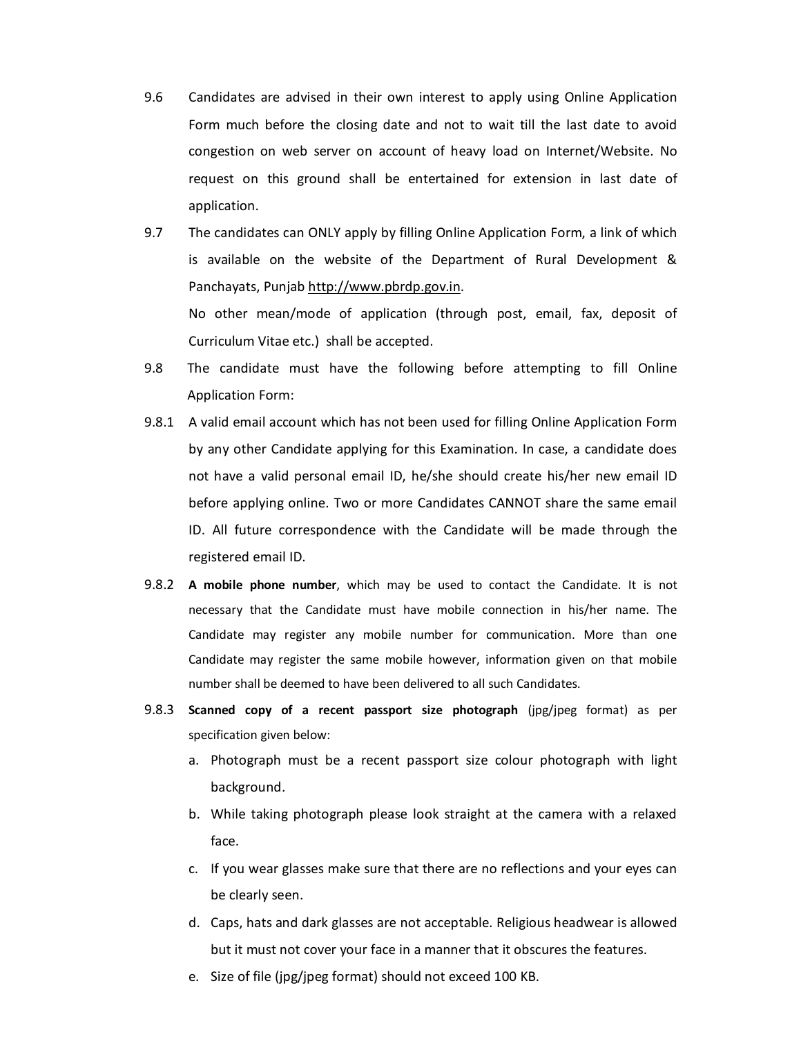9.6 Candidates are advised in their own interest to apply using Online Application Form much before the closing date and not to wait till the last date to avoid congestion on web server on account of heavy load on Internet/Website. No request on this ground shall be entertained for extension in last date of application.

9.7 The candidates can ONLY apply by filling Online Application Form, a link of which is available on the website of the Department of Rural Development & Panchayats, Punjab http://www.pbrdp.gov.in.

No other mean/mode of application (through post, email, fax, deposit of Curriculum Vitae etc.) shall be accepted.

9.8 The candidate must have the following before attempting to fill Online Application Form:

9.8.1 A valid email account which has not been used for filling Online Application Form by any other Candidate applying for this Examination. In case, a candidate does not have a valid personal email ID, he/she should create his/her new email ID before applying online. Two or more Candidates CANNOT share the same email ID. All future correspondence with the Candidate will be made through the registered email ID.

9.8.2 **A mobile phone number**, which may be used to contact the Candidate. It is not necessary that the Candidate must have mobile connection in his/her name. The Candidate may register any mobile number for communication. More than one Candidate may register the same mobile however, information given on that mobile number shall be deemed to have been delivered to all such Candidates.

9.8.3 **Scanned copy of a recent passport size photograph** (jpg/jpeg format) as per specification given below:

a. Photograph must be a recent passport size colour photograph with light background.
b. While taking photograph please look straight at the camera with a relaxed face.
c. If you wear glasses make sure that there are no reflections and your eyes can be clearly seen.
d. Caps, hats and dark glasses are not acceptable. Religious headwear is allowed but it must not cover your face in a manner that it obscures the features.
e. Size of file (jpg/jpeg format) should not exceed 100 KB.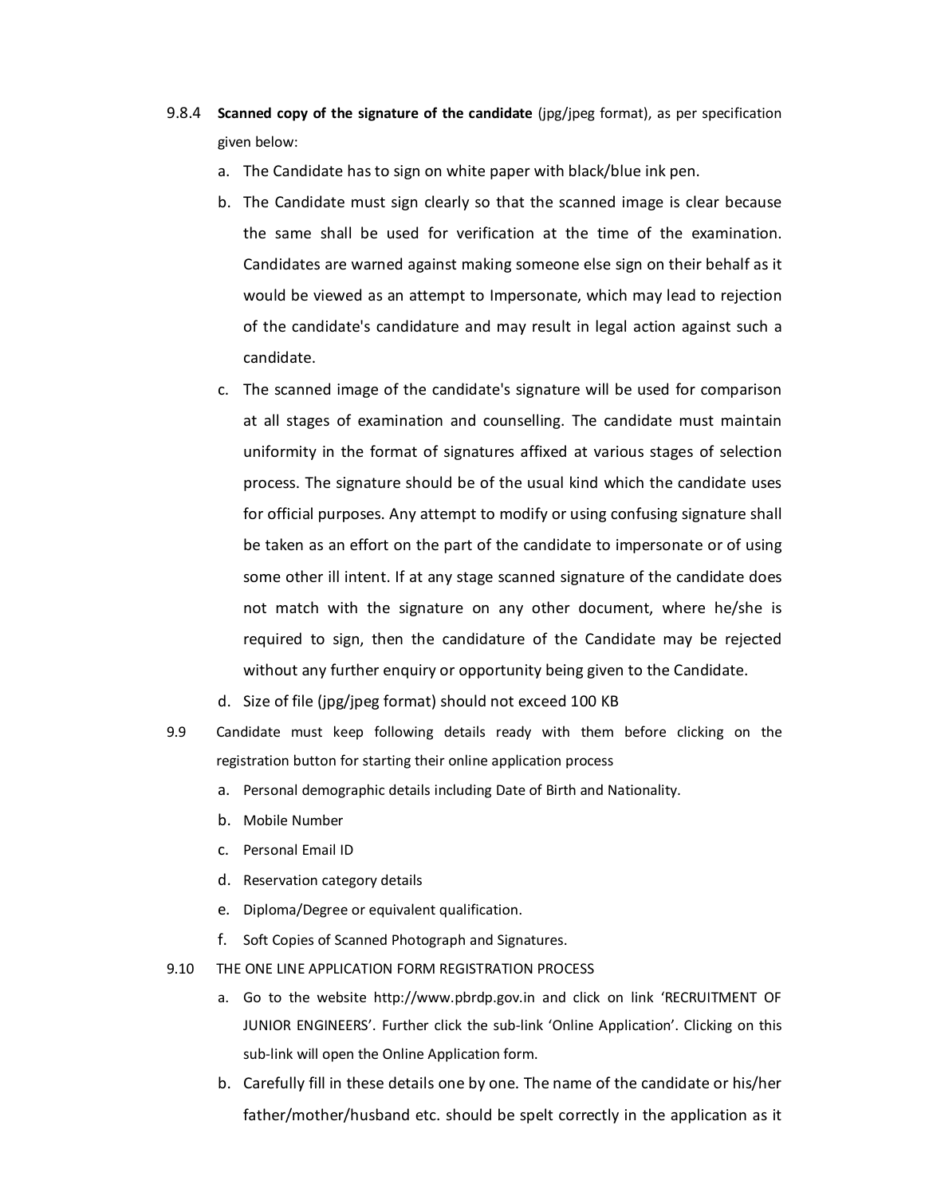9.8.4 **Scanned copy of the signature of the candidate** (jpg/jpeg format), as per specification given below:

a. The Candidate has to sign on white paper with black/blue ink pen.

b. The Candidate must sign clearly so that the scanned image is clear because the same shall be used for verification at the time of the examination. Candidates are warned against making someone else sign on their behalf as it would be viewed as an attempt to Impersonate, which may lead to rejection of the candidate's candidature and may result in legal action against such a candidate.

c. The scanned image of the candidate's signature will be used for comparison at all stages of examination and counselling. The candidate must maintain uniformity in the format of signatures affixed at various stages of selection process. The signature should be of the usual kind which the candidate uses for official purposes. Any attempt to modify or using confusing signature shall be taken as an effort on the part of the candidate to impersonate or of using some other ill intent. If at any stage scanned signature of the candidate does not match with the signature on any other document, where he/she is required to sign, then the candidature of the Candidate may be rejected without any further enquiry or opportunity being given to the Candidate.

d. Size of file (jpg/jpeg format) should not exceed 100 KB

9.9 Candidate must keep following details ready with them before clicking on the registration button for starting their online application process

a. Personal demographic details including Date of Birth and Nationality.

b. Mobile Number

c. Personal Email ID

d. Reservation category details

e. Diploma/Degree or equivalent qualification.

f. Soft Copies of Scanned Photograph and Signatures.

9.10 THE ONE LINE APPLICATION FORM REGISTRATION PROCESS

a. Go to the website http://www.pbrdp.gov.in and click on link 'RECRUITMENT OF JUNIOR ENGINEERS'. Further click the sub-link 'Online Application'. Clicking on this sub-link will open the Online Application form.

b. Carefully fill in these details one by one. The name of the candidate or his/her father/mother/husband etc. should be spelt correctly in the application as it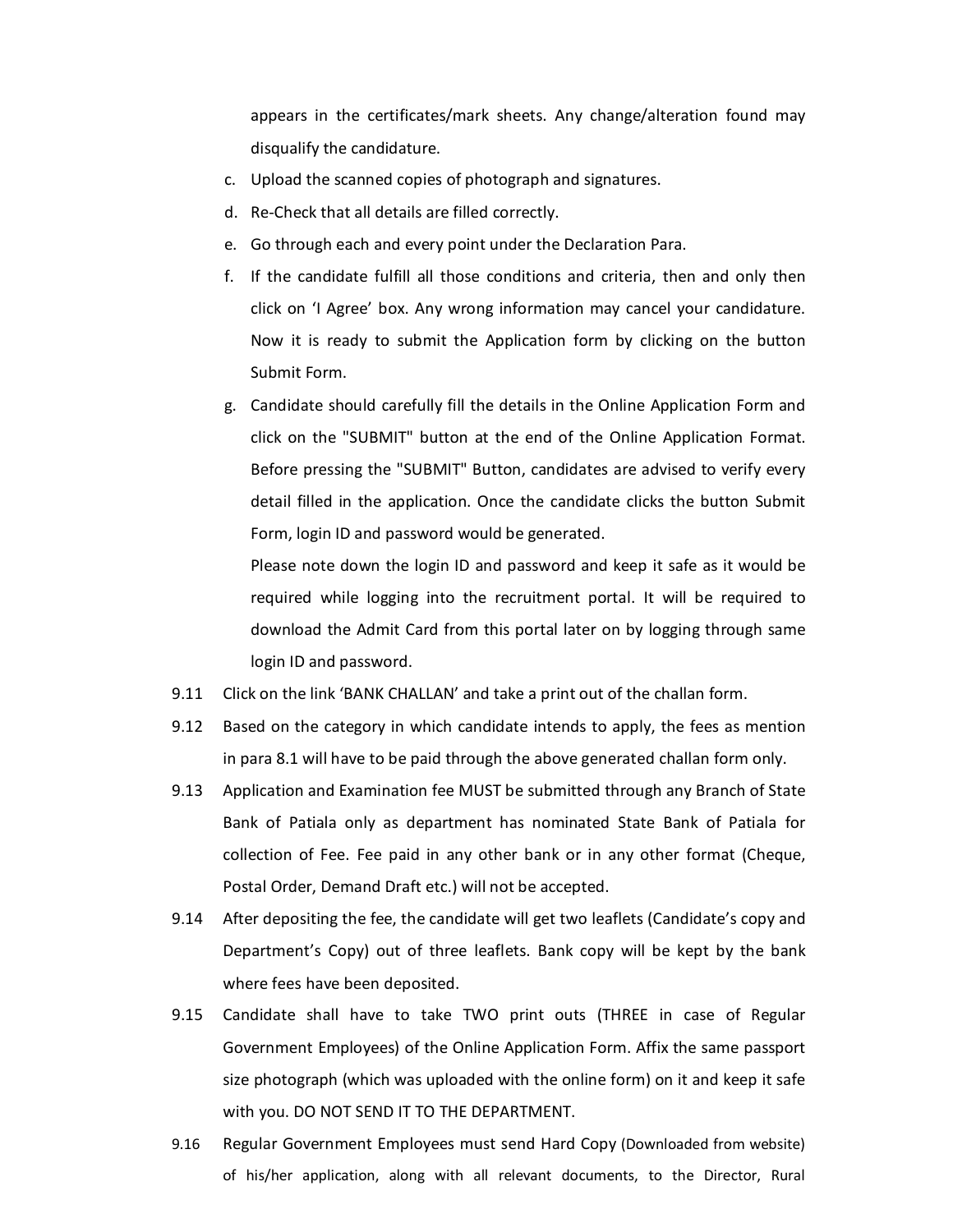appears in the certificates/mark sheets. Any change/alteration found may disqualify the candidature.

c. Upload the scanned copies of photograph and signatures.

d. Re-Check that all details are filled correctly.

e. Go through each and every point under the Declaration Para.

f. If the candidate fulfill all those conditions and criteria, then and only then click on 'I Agree' box. Any wrong information may cancel your candidature. Now it is ready to submit the Application form by clicking on the button Submit Form.

g. Candidate should carefully fill the details in the Online Application Form and click on the "SUBMIT" button at the end of the Online Application Format. Before pressing the "SUBMIT" Button, candidates are advised to verify every detail filled in the application. Once the candidate clicks the button Submit Form, login ID and password would be generated.

   Please note down the login ID and password and keep it safe as it would be required while logging into the recruitment portal. It will be required to download the Admit Card from this portal later on by logging through same login ID and password.

9.11 Click on the link 'BANK CHALLAN' and take a print out of the challan form.

9.12 Based on the category in which candidate intends to apply, the fees as mention in para 8.1 will have to be paid through the above generated challan form only.

9.13 Application and Examination fee MUST be submitted through any Branch of State Bank of Patiala only as department has nominated State Bank of Patiala for collection of Fee. Fee paid in any other bank or in any other format (Cheque, Postal Order, Demand Draft etc.) will not be accepted.

9.14 After depositing the fee, the candidate will get two leaflets (Candidate's copy and Department's Copy) out of three leaflets. Bank copy will be kept by the bank where fees have been deposited.

9.15 Candidate shall have to take TWO print outs (THREE in case of Regular Government Employees) of the Online Application Form. Affix the same passport size photograph (which was uploaded with the online form) on it and keep it safe with you. DO NOT SEND IT TO THE DEPARTMENT.

9.16 Regular Government Employees must send Hard Copy (Downloaded from website) of his/her application, along with all relevant documents, to the Director, Rural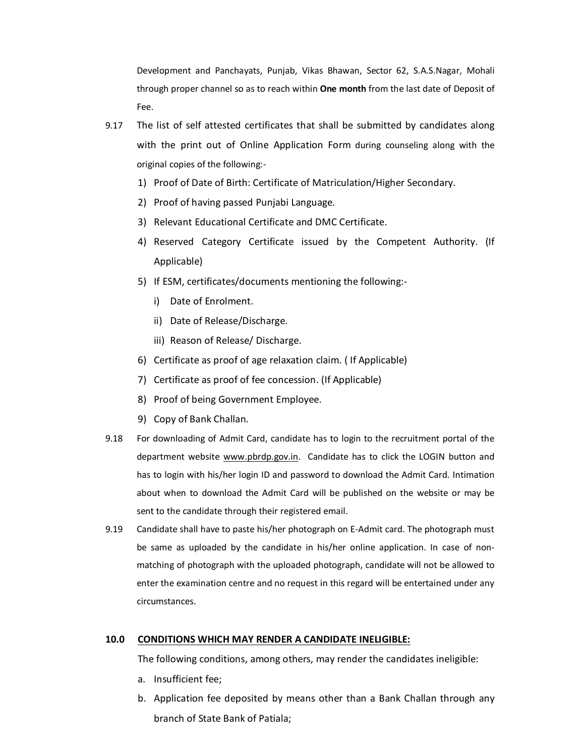Development and Panchayats, Punjab, Vikas Bhawan, Sector 62, S.A.S.Nagar, Mohali through proper channel so as to reach within **One month** from the last date of Deposit of Fee.

9.17 The list of self attested certificates that shall be submitted by candidates along with the print out of Online Application Form during counseling along with the original copies of the following:-

1) Proof of Date of Birth: Certificate of Matriculation/Higher Secondary.
2) Proof of having passed Punjabi Language.
3) Relevant Educational Certificate and DMC Certificate.
4) Reserved Category Certificate issued by the Competent Authority. (If Applicable)
5) If ESM, certificates/documents mentioning the following:-
   i) Date of Enrolment.
   ii) Date of Release/Discharge.
   iii) Reason of Release/ Discharge.
6) Certificate as proof of age relaxation claim. ( If Applicable)
7) Certificate as proof of fee concession. (If Applicable)
8) Proof of being Government Employee.
9) Copy of Bank Challan.

9.18 For downloading of Admit Card, candidate has to login to the recruitment portal of the department website www.pbrdp.gov.in. Candidate has to click the LOGIN button and has to login with his/her login ID and password to download the Admit Card. Intimation about when to download the Admit Card will be published on the website or may be sent to the candidate through their registered email.

9.19 Candidate shall have to paste his/her photograph on E-Admit card. The photograph must be same as uploaded by the candidate in his/her online application. In case of non-matching of photograph with the uploaded photograph, candidate will not be allowed to enter the examination centre and no request in this regard will be entertained under any circumstances.

## 10.0 CONDITIONS WHICH MAY RENDER A CANDIDATE INELIGIBLE:

The following conditions, among others, may render the candidates ineligible:

a. Insufficient fee;
b. Application fee deposited by means other than a Bank Challan through any branch of State Bank of Patiala;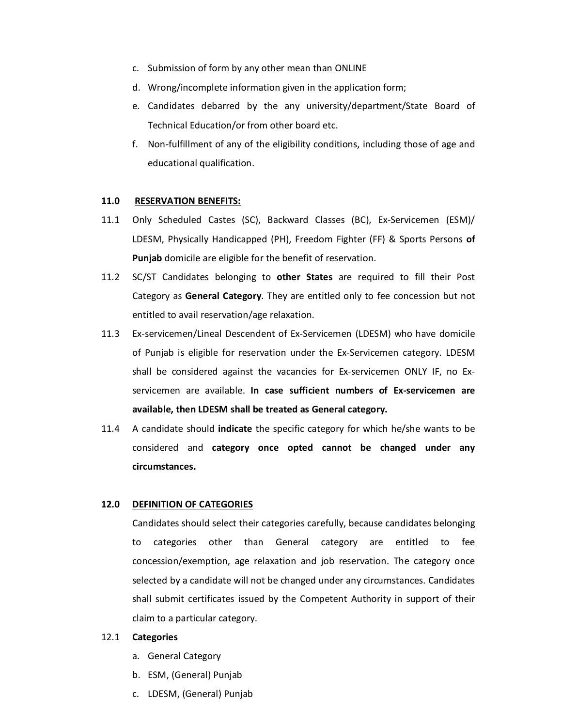c. Submission of form by any other mean than ONLINE

d. Wrong/incomplete information given in the application form;

e. Candidates debarred by the any university/department/State Board of Technical Education/or from other board etc.

f. Non-fulfillment of any of the eligibility conditions, including those of age and educational qualification.

**11.0 RESERVATION BENEFITS:**

11.1 Only Scheduled Castes (SC), Backward Classes (BC), Ex-Servicemen (ESM)/ LDESM, Physically Handicapped (PH), Freedom Fighter (FF) & Sports Persons **of Punjab** domicile are eligible for the benefit of reservation.

11.2 SC/ST Candidates belonging to **other States** are required to fill their Post Category as **General Category**. They are entitled only to fee concession but not entitled to avail reservation/age relaxation.

11.3 Ex-servicemen/Lineal Descendent of Ex-Servicemen (LDESM) who have domicile of Punjab is eligible for reservation under the Ex-Servicemen category. LDESM shall be considered against the vacancies for Ex-servicemen ONLY IF, no Ex-servicemen are available. **In case sufficient numbers of Ex-servicemen are available, then LDESM shall be treated as General category.**

11.4 A candidate should **indicate** the specific category for which he/she wants to be considered and **category once opted cannot be changed under any circumstances.**

**12.0 DEFINITION OF CATEGORIES**

Candidates should select their categories carefully, because candidates belonging to categories other than General category are entitled to fee concession/exemption, age relaxation and job reservation. The category once selected by a candidate will not be changed under any circumstances. Candidates shall submit certificates issued by the Competent Authority in support of their claim to a particular category.

12.1 **Categories**

a. General Category

b. ESM, (General) Punjab

c. LDESM, (General) Punjab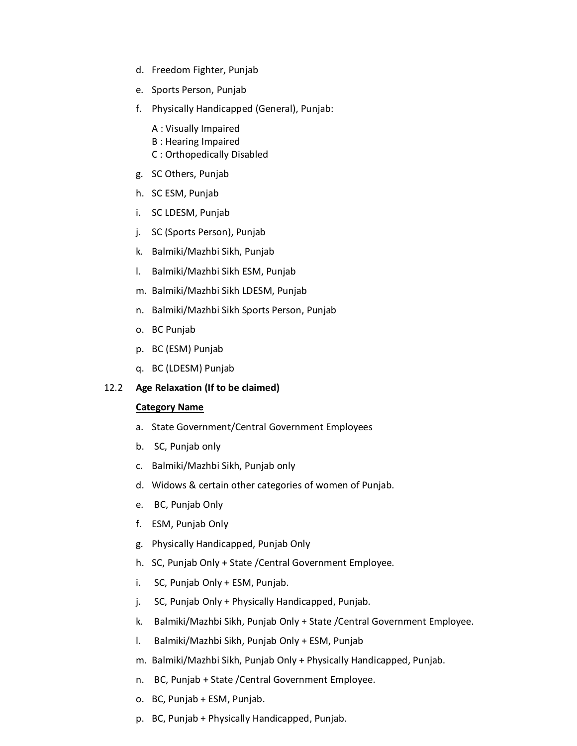d. Freedom Fighter, Punjab

e. Sports Person, Punjab

f. Physically Handicapped (General), Punjab:

   A : Visually Impaired
   B : Hearing Impaired
   C : Orthopedically Disabled

g. SC Others, Punjab

h. SC ESM, Punjab

i. SC LDESM, Punjab

j. SC (Sports Person), Punjab

k. Balmiki/Mazhbi Sikh, Punjab

l. Balmiki/Mazhbi Sikh ESM, Punjab

m. Balmiki/Mazhbi Sikh LDESM, Punjab

n. Balmiki/Mazhbi Sikh Sports Person, Punjab

o. BC Punjab

p. BC (ESM) Punjab

q. BC (LDESM) Punjab

12.2 **Age Relaxation (If to be claimed)**

**<u>Category Name</u>**

a. State Government/Central Government Employees

b. SC, Punjab only

c. Balmiki/Mazhbi Sikh, Punjab only

d. Widows & certain other categories of women of Punjab.

e. BC, Punjab Only

f. ESM, Punjab Only

g. Physically Handicapped, Punjab Only

h. SC, Punjab Only + State /Central Government Employee.

i. SC, Punjab Only + ESM, Punjab.

j. SC, Punjab Only + Physically Handicapped, Punjab.

k. Balmiki/Mazhbi Sikh, Punjab Only + State /Central Government Employee.

l. Balmiki/Mazhbi Sikh, Punjab Only + ESM, Punjab

m. Balmiki/Mazhbi Sikh, Punjab Only + Physically Handicapped, Punjab.

n. BC, Punjab + State /Central Government Employee.

o. BC, Punjab + ESM, Punjab.

p. BC, Punjab + Physically Handicapped, Punjab.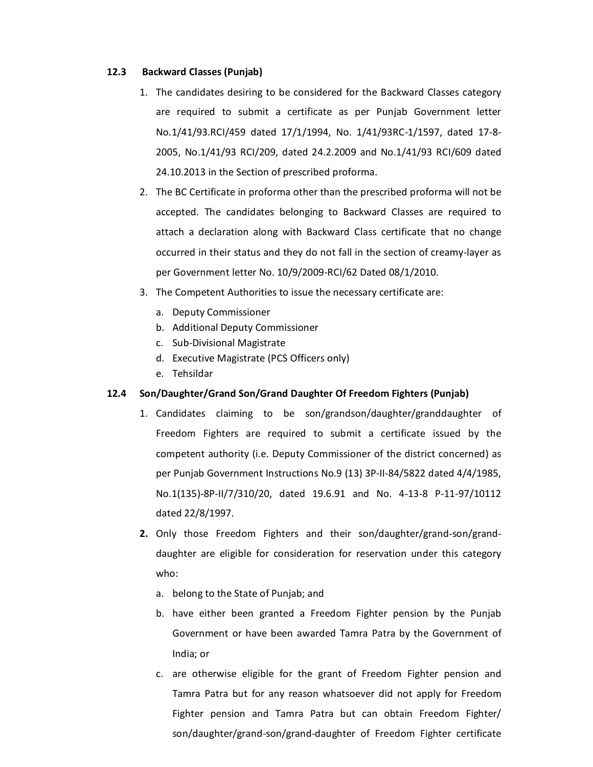### 12.3 Backward Classes (Punjab)

1. The candidates desiring to be considered for the Backward Classes category are required to submit a certificate as per Punjab Government letter No.1/41/93.RCI/459 dated 17/1/1994, No. 1/41/93RC-1/1597, dated 17-8-2005, No.1/41/93 RCI/209, dated 24.2.2009 and No.1/41/93 RCI/609 dated 24.10.2013 in the Section of prescribed proforma.
2. The BC Certificate in proforma other than the prescribed proforma will not be accepted. The candidates belonging to Backward Classes are required to attach a declaration along with Backward Class certificate that no change occurred in their status and they do not fall in the section of creamy-layer as per Government letter No. 10/9/2009-RCI/62 Dated 08/1/2010.
3. The Competent Authorities to issue the necessary certificate are:
   a. Deputy Commissioner
   b. Additional Deputy Commissioner
   c. Sub-Divisional Magistrate
   d. Executive Magistrate (PCS Officers only)
   e. Tehsildar

### 12.4 Son/Daughter/Grand Son/Grand Daughter Of Freedom Fighters (Punjab)

1. Candidates claiming to be son/grandson/daughter/granddaughter of Freedom Fighters are required to submit a certificate issued by the competent authority (i.e. Deputy Commissioner of the district concerned) as per Punjab Government Instructions No.9 (13) 3P-II-84/5822 dated 4/4/1985, No.1(135)-8P-II/7/310/20, dated 19.6.91 and No. 4-13-8 P-11-97/10112 dated 22/8/1997.
2. Only those Freedom Fighters and their son/daughter/grand-son/grand-daughter are eligible for consideration for reservation under this category who:
   a. belong to the State of Punjab; and
   b. have either been granted a Freedom Fighter pension by the Punjab Government or have been awarded Tamra Patra by the Government of India; or
   c. are otherwise eligible for the grant of Freedom Fighter pension and Tamra Patra but for any reason whatsoever did not apply for Freedom Fighter pension and Tamra Patra but can obtain Freedom Fighter/ son/daughter/grand-son/grand-daughter of Freedom Fighter certificate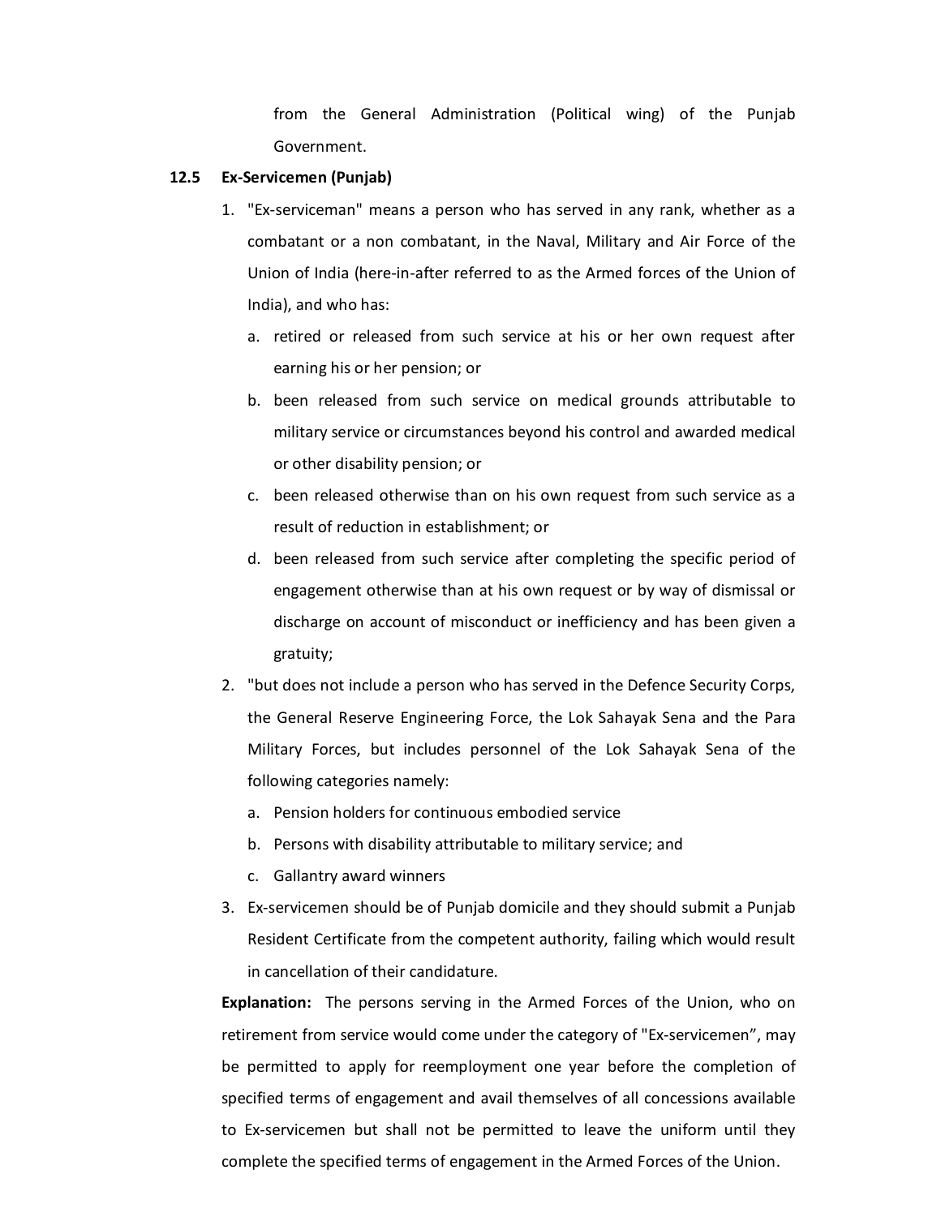from the General Administration (Political wing) of the Punjab Government.

**12.5 Ex-Servicemen (Punjab)**

1. "Ex-serviceman" means a person who has served in any rank, whether as a combatant or a non combatant, in the Naval, Military and Air Force of the Union of India (here-in-after referred to as the Armed forces of the Union of India), and who has:
   a. retired or released from such service at his or her own request after earning his or her pension; or
   b. been released from such service on medical grounds attributable to military service or circumstances beyond his control and awarded medical or other disability pension; or
   c. been released otherwise than on his own request from such service as a result of reduction in establishment; or
   d. been released from such service after completing the specific period of engagement otherwise than at his own request or by way of dismissal or discharge on account of misconduct or inefficiency and has been given a gratuity;
2. "but does not include a person who has served in the Defence Security Corps, the General Reserve Engineering Force, the Lok Sahayak Sena and the Para Military Forces, but includes personnel of the Lok Sahayak Sena of the following categories namely:
   a. Pension holders for continuous embodied service
   b. Persons with disability attributable to military service; and
   c. Gallantry award winners
3. Ex-servicemen should be of Punjab domicile and they should submit a Punjab Resident Certificate from the competent authority, failing which would result in cancellation of their candidature.

**Explanation:** The persons serving in the Armed Forces of the Union, who on retirement from service would come under the category of "Ex-servicemen", may be permitted to apply for reemployment one year before the completion of specified terms of engagement and avail themselves of all concessions available to Ex-servicemen but shall not be permitted to leave the uniform until they complete the specified terms of engagement in the Armed Forces of the Union.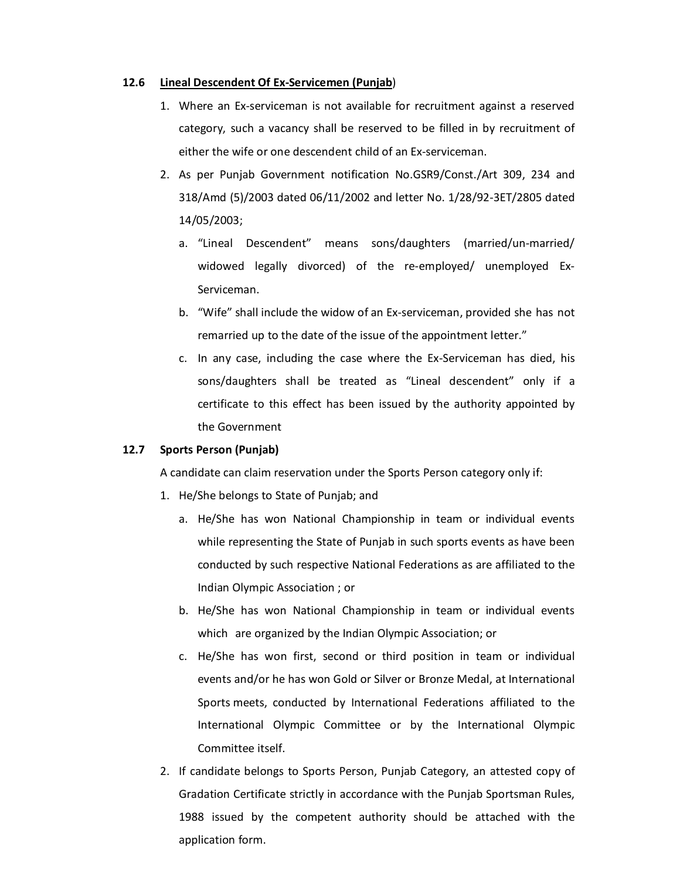### 12.6 Lineal Descendent Of Ex-Servicemen (Punjab)

1. Where an Ex-serviceman is not available for recruitment against a reserved category, such a vacancy shall be reserved to be filled in by recruitment of either the wife or one descendent child of an Ex-serviceman.
2. As per Punjab Government notification No.GSR9/Const./Art 309, 234 and 318/Amd (5)/2003 dated 06/11/2002 and letter No. 1/28/92-3ET/2805 dated 14/05/2003;
   a. "Lineal Descendent" means sons/daughters (married/un-married/ widowed legally divorced) of the re-employed/ unemployed Ex-Serviceman.
   b. "Wife" shall include the widow of an Ex-serviceman, provided she has not remarried up to the date of the issue of the appointment letter."
   c. In any case, including the case where the Ex-Serviceman has died, his sons/daughters shall be treated as "Lineal descendent" only if a certificate to this effect has been issued by the authority appointed by the Government

### 12.7 Sports Person (Punjab)

A candidate can claim reservation under the Sports Person category only if:

1. He/She belongs to State of Punjab; and
   a. He/She has won National Championship in team or individual events while representing the State of Punjab in such sports events as have been conducted by such respective National Federations as are affiliated to the Indian Olympic Association ; or
   b. He/She has won National Championship in team or individual events which are organized by the Indian Olympic Association; or
   c. He/She has won first, second or third position in team or individual events and/or he has won Gold or Silver or Bronze Medal, at International Sports meets, conducted by International Federations affiliated to the International Olympic Committee or by the International Olympic Committee itself.
2. If candidate belongs to Sports Person, Punjab Category, an attested copy of Gradation Certificate strictly in accordance with the Punjab Sportsman Rules, 1988 issued by the competent authority should be attached with the application form.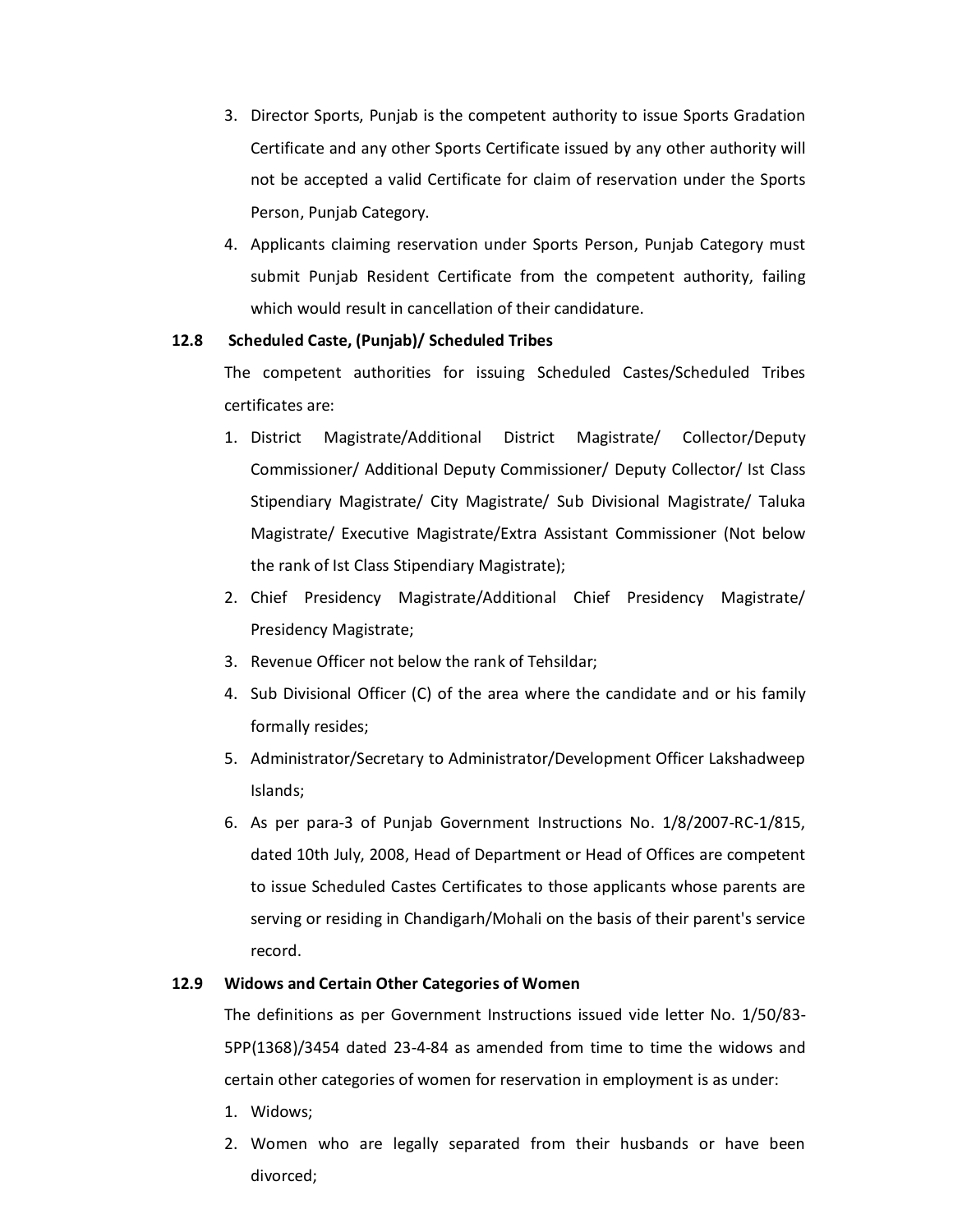3. Director Sports, Punjab is the competent authority to issue Sports Gradation Certificate and any other Sports Certificate issued by any other authority will not be accepted a valid Certificate for claim of reservation under the Sports Person, Punjab Category.
4. Applicants claiming reservation under Sports Person, Punjab Category must submit Punjab Resident Certificate from the competent authority, failing which would result in cancellation of their candidature.

### 12.8 Scheduled Caste, (Punjab)/ Scheduled Tribes

The competent authorities for issuing Scheduled Castes/Scheduled Tribes certificates are:

1. District Magistrate/Additional District Magistrate/ Collector/Deputy Commissioner/ Additional Deputy Commissioner/ Deputy Collector/ Ist Class Stipendiary Magistrate/ City Magistrate/ Sub Divisional Magistrate/ Taluka Magistrate/ Executive Magistrate/Extra Assistant Commissioner (Not below the rank of Ist Class Stipendiary Magistrate);
2. Chief Presidency Magistrate/Additional Chief Presidency Magistrate/ Presidency Magistrate;
3. Revenue Officer not below the rank of Tehsildar;
4. Sub Divisional Officer (C) of the area where the candidate and or his family formally resides;
5. Administrator/Secretary to Administrator/Development Officer Lakshadweep Islands;
6. As per para-3 of Punjab Government Instructions No. 1/8/2007-RC-1/815, dated 10th July, 2008, Head of Department or Head of Offices are competent to issue Scheduled Castes Certificates to those applicants whose parents are serving or residing in Chandigarh/Mohali on the basis of their parent's service record.

### 12.9 Widows and Certain Other Categories of Women

The definitions as per Government Instructions issued vide letter No. 1/50/83-5PP(1368)/3454 dated 23-4-84 as amended from time to time the widows and certain other categories of women for reservation in employment is as under:

1. Widows;
2. Women who are legally separated from their husbands or have been divorced;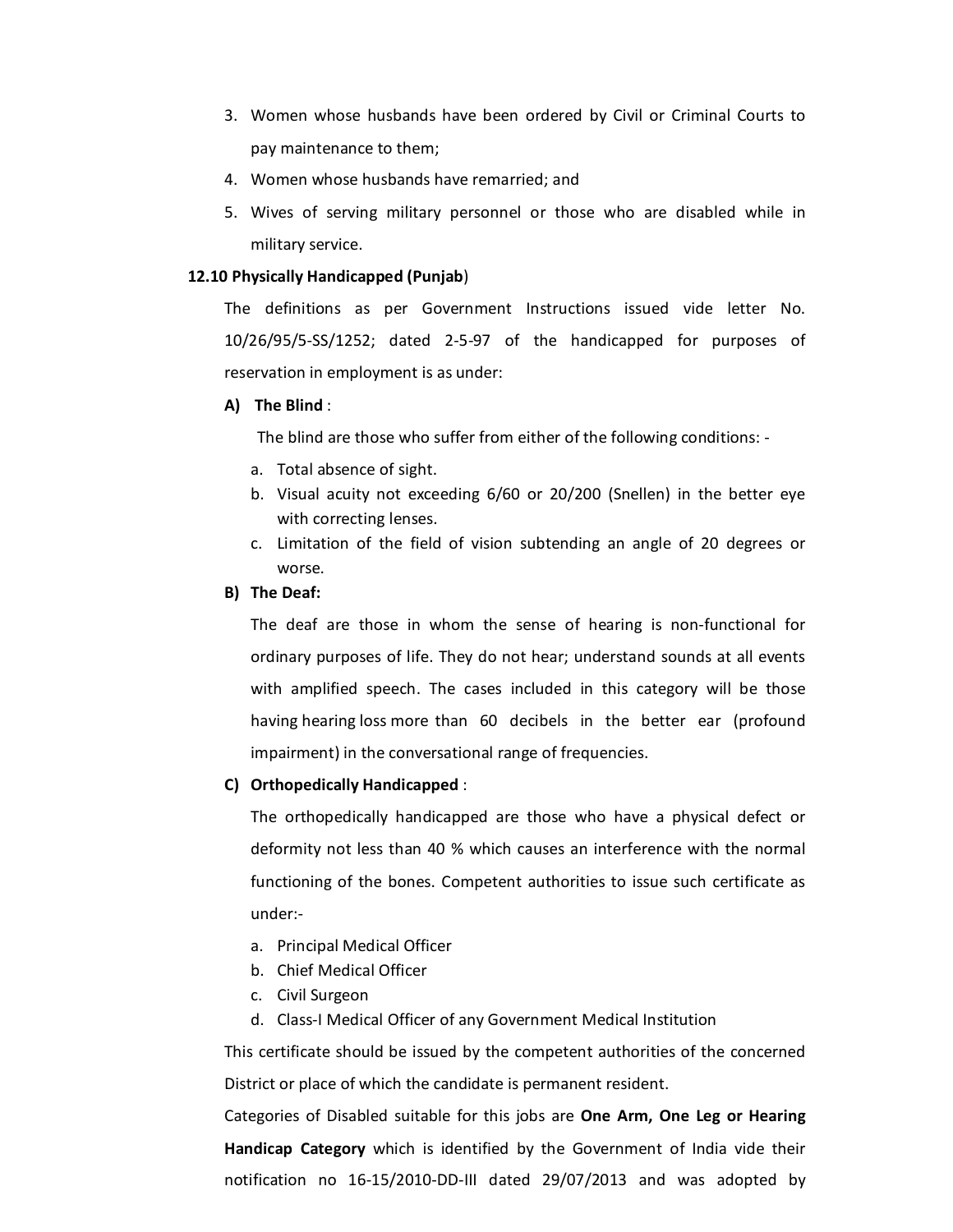3. Women whose husbands have been ordered by Civil or Criminal Courts to pay maintenance to them;
4. Women whose husbands have remarried; and
5. Wives of serving military personnel or those who are disabled while in military service.

**12.10 Physically Handicapped (Punjab)**

The definitions as per Government Instructions issued vide letter No. 10/26/95/5-SS/1252; dated 2-5-97 of the handicapped for purposes of reservation in employment is as under:

**A) The Blind** :

The blind are those who suffer from either of the following conditions: -

a. Total absence of sight.
b. Visual acuity not exceeding 6/60 or 20/200 (Snellen) in the better eye with correcting lenses.
c. Limitation of the field of vision subtending an angle of 20 degrees or worse.

**B) The Deaf:**

The deaf are those in whom the sense of hearing is non-functional for ordinary purposes of life. They do not hear; understand sounds at all events with amplified speech. The cases included in this category will be those having hearing loss more than 60 decibels in the better ear (profound impairment) in the conversational range of frequencies.

**C) Orthopedically Handicapped** :

The orthopedically handicapped are those who have a physical defect or deformity not less than 40 % which causes an interference with the normal functioning of the bones. Competent authorities to issue such certificate as under:-

a. Principal Medical Officer
b. Chief Medical Officer
c. Civil Surgeon
d. Class-I Medical Officer of any Government Medical Institution

This certificate should be issued by the competent authorities of the concerned District or place of which the candidate is permanent resident.

Categories of Disabled suitable for this jobs are **One Arm, One Leg or Hearing Handicap Category** which is identified by the Government of India vide their notification no 16-15/2010-DD-III dated 29/07/2013 and was adopted by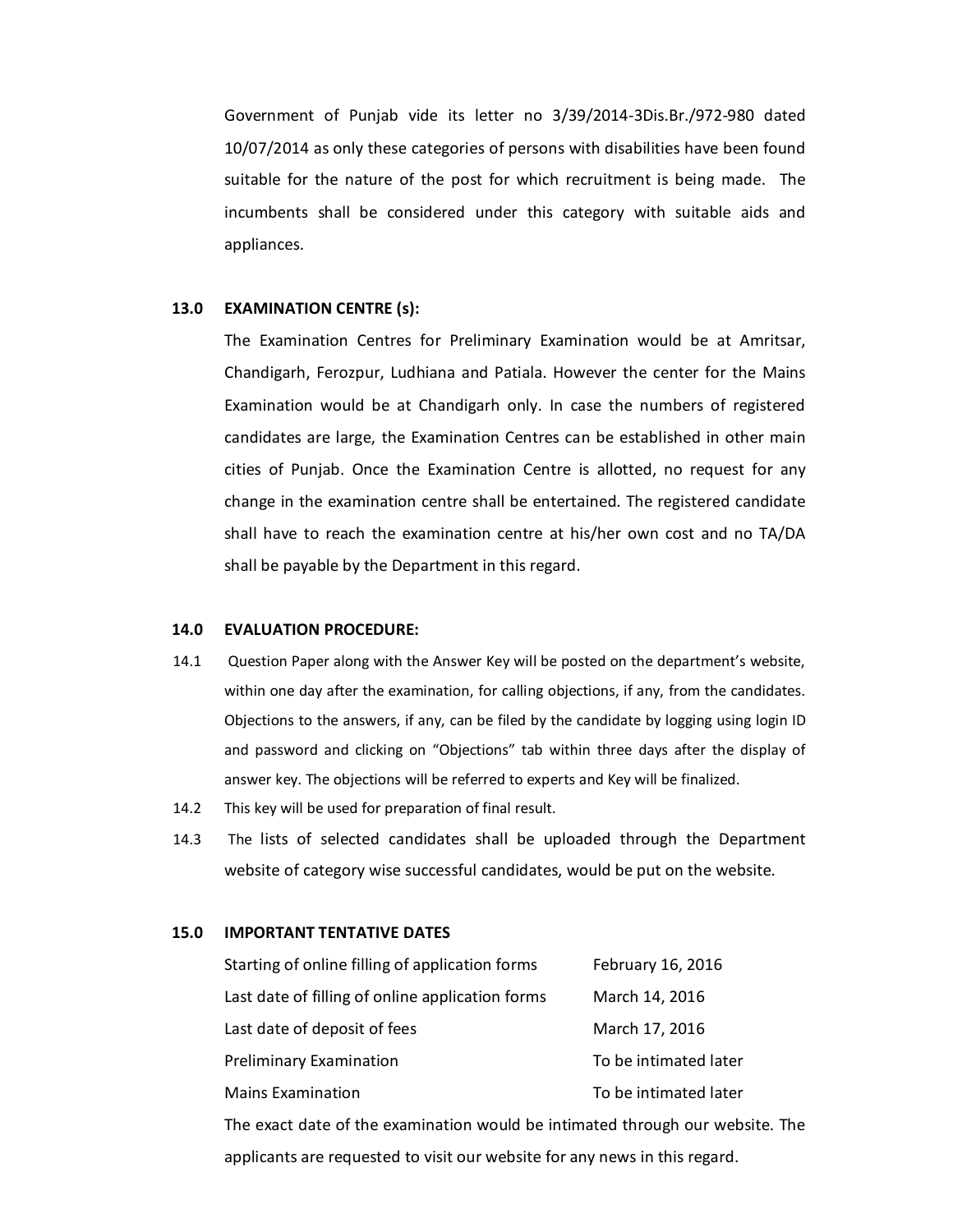Government of Punjab vide its letter no 3/39/2014-3Dis.Br./972-980 dated 10/07/2014 as only these categories of persons with disabilities have been found suitable for the nature of the post for which recruitment is being made. The incumbents shall be considered under this category with suitable aids and appliances.

## 13.0 EXAMINATION CENTRE (s):

The Examination Centres for Preliminary Examination would be at Amritsar, Chandigarh, Ferozpur, Ludhiana and Patiala. However the center for the Mains Examination would be at Chandigarh only. In case the numbers of registered candidates are large, the Examination Centres can be established in other main cities of Punjab. Once the Examination Centre is allotted, no request for any change in the examination centre shall be entertained. The registered candidate shall have to reach the examination centre at his/her own cost and no TA/DA shall be payable by the Department in this regard.

## 14.0 EVALUATION PROCEDURE:

14.1 Question Paper along with the Answer Key will be posted on the department's website, within one day after the examination, for calling objections, if any, from the candidates. Objections to the answers, if any, can be filed by the candidate by logging using login ID and password and clicking on "Objections" tab within three days after the display of answer key. The objections will be referred to experts and Key will be finalized.

14.2 This key will be used for preparation of final result.

14.3 The lists of selected candidates shall be uploaded through the Department website of category wise successful candidates, would be put on the website.

## 15.0 IMPORTANT TENTATIVE DATES

| | |
|---|---|
| Starting of online filling of application forms | February 16, 2016 |
| Last date of filling of online application forms | March 14, 2016 |
| Last date of deposit of fees | March 17, 2016 |
| Preliminary Examination | To be intimated later |
| Mains Examination | To be intimated later |

The exact date of the examination would be intimated through our website. The applicants are requested to visit our website for any news in this regard.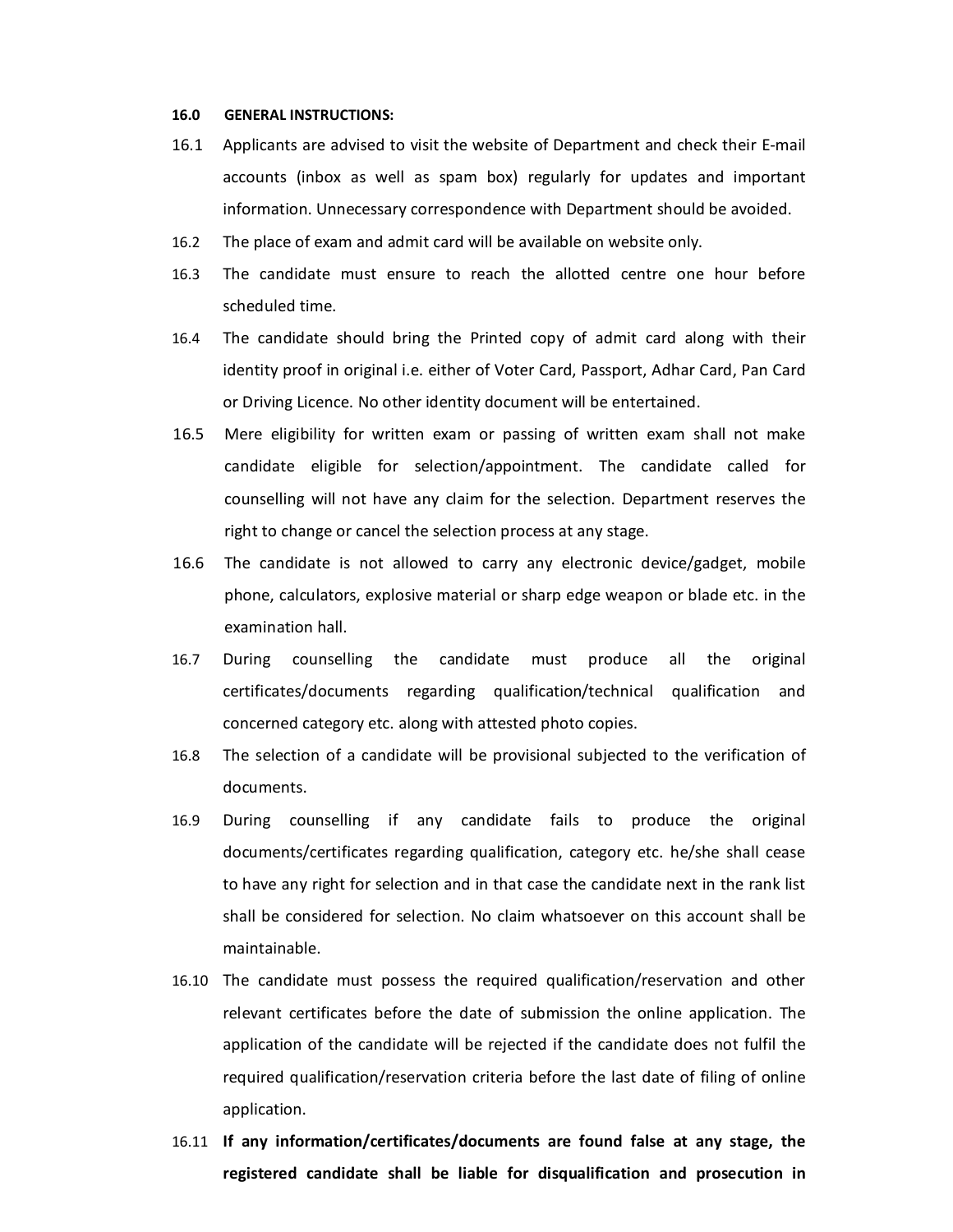**16.0 GENERAL INSTRUCTIONS:**

16.1 Applicants are advised to visit the website of Department and check their E-mail accounts (inbox as well as spam box) regularly for updates and important information. Unnecessary correspondence with Department should be avoided.

16.2 The place of exam and admit card will be available on website only.

16.3 The candidate must ensure to reach the allotted centre one hour before scheduled time.

16.4 The candidate should bring the Printed copy of admit card along with their identity proof in original i.e. either of Voter Card, Passport, Adhar Card, Pan Card or Driving Licence. No other identity document will be entertained.

16.5 Mere eligibility for written exam or passing of written exam shall not make candidate eligible for selection/appointment. The candidate called for counselling will not have any claim for the selection. Department reserves the right to change or cancel the selection process at any stage.

16.6 The candidate is not allowed to carry any electronic device/gadget, mobile phone, calculators, explosive material or sharp edge weapon or blade etc. in the examination hall.

16.7 During counselling the candidate must produce all the original certificates/documents regarding qualification/technical qualification and concerned category etc. along with attested photo copies.

16.8 The selection of a candidate will be provisional subjected to the verification of documents.

16.9 During counselling if any candidate fails to produce the original documents/certificates regarding qualification, category etc. he/she shall cease to have any right for selection and in that case the candidate next in the rank list shall be considered for selection. No claim whatsoever on this account shall be maintainable.

16.10 The candidate must possess the required qualification/reservation and other relevant certificates before the date of submission the online application. The application of the candidate will be rejected if the candidate does not fulfil the required qualification/reservation criteria before the last date of filing of online application.

16.11 **If any information/certificates/documents are found false at any stage, the registered candidate shall be liable for disqualification and prosecution in**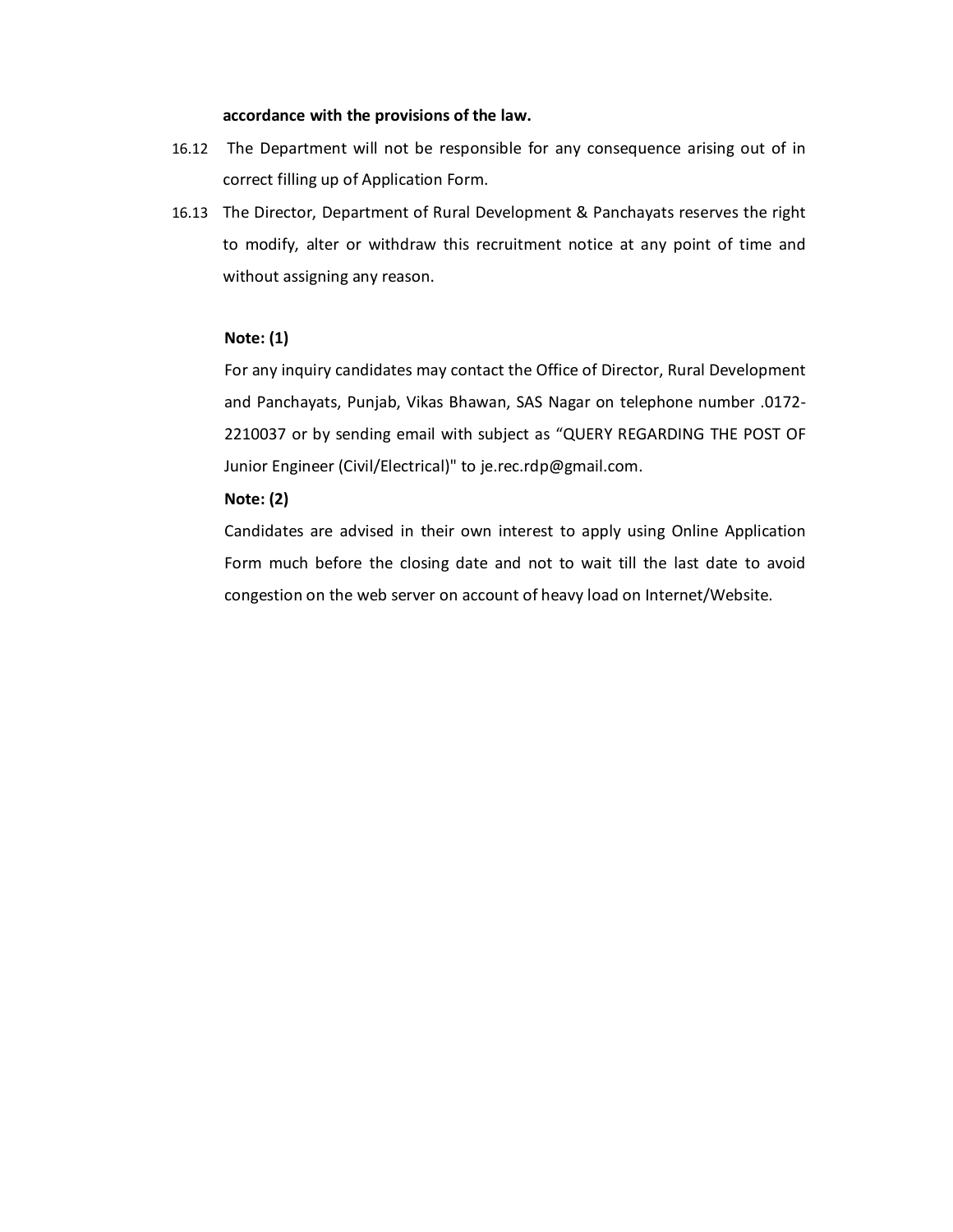**accordance with the provisions of the law.**

16.12 The Department will not be responsible for any consequence arising out of in correct filling up of Application Form.

16.13 The Director, Department of Rural Development & Panchayats reserves the right to modify, alter or withdraw this recruitment notice at any point of time and without assigning any reason.

**Note: (1)**

For any inquiry candidates may contact the Office of Director, Rural Development and Panchayats, Punjab, Vikas Bhawan, SAS Nagar on telephone number .0172-2210037 or by sending email with subject as "QUERY REGARDING THE POST OF Junior Engineer (Civil/Electrical)" to je.rec.rdp@gmail.com.

**Note: (2)**

Candidates are advised in their own interest to apply using Online Application Form much before the closing date and not to wait till the last date to avoid congestion on the web server on account of heavy load on Internet/Website.